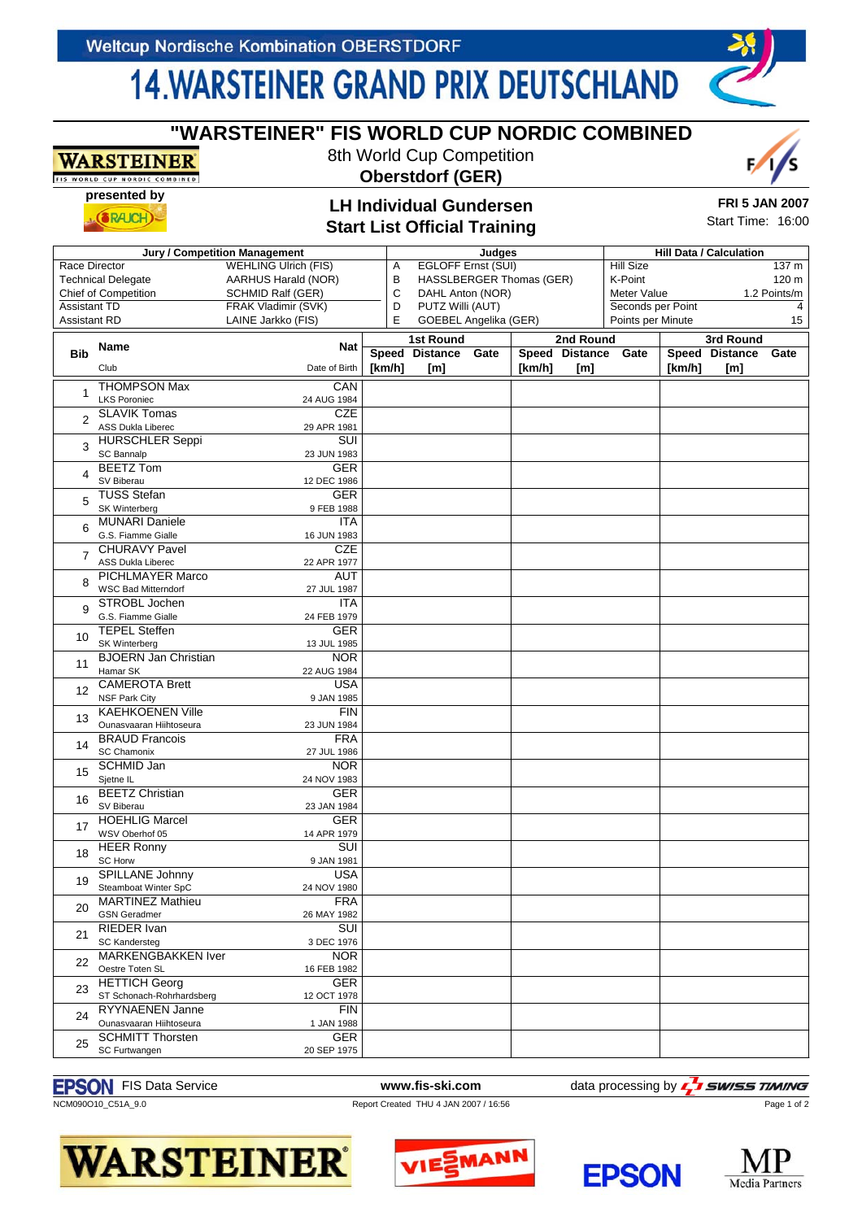Weltcup Nordische Kombination OBERSTDORF

# 14.WARSTEINER GRAND PRIX DEUTSCHLAND

## "WARSTEINER" FIS WORLD CUP NORDIC COMBINED

8th World Cup Competition

**Oberstdorf (GER)**

**presented by** RAUCH

### LH Individual Gundersen
### Start List Official Training

**FRI 5 JAN 2007**

Start Time: 16:00

| Jury / Competition Management | | Judges | | Hill Data / Calculation | |
|---|---|---|---|---|---|
| Race Director | WEHLING Ulrich (FIS) | A | EGLOFF Ernst (SUI) | Hill Size | 137 m |
| Technical Delegate | AARHUS Harald (NOR) | B | HASSLBERGER Thomas (GER) | K-Point | 120 m |
| Chief of Competition | SCHMID Ralf (GER) | C | DAHL Anton (NOR) | Meter Value | 1.2 Points/m |
| Assistant TD | FRAK Vladimir (SVK) | D | PUTZ Willi (AUT) | Seconds per Point | 4 |
| Assistant RD | LAINE Jarkko (FIS) | E | GOEBEL Angelika (GER) | Points per Minute | 15 |

| Bib | Name / Club | Nat / Date of Birth | 1st Round Speed [km/h] | 1st Round Distance [m] | 1st Round Gate | 2nd Round Speed [km/h] | 2nd Round Distance [m] | 2nd Round Gate | 3rd Round Speed [km/h] | 3rd Round Distance [m] | 3rd Round Gate |
|---|---|---|---|---|---|---|---|---|---|---|---|
| 1 | THOMPSON Max<br>LKS Poroniec | CAN<br>24 AUG 1984 | | | | | | | | | |
| 2 | SLAVIK Tomas<br>ASS Dukla Liberec | CZE<br>29 APR 1981 | | | | | | | | | |
| 3 | HURSCHLER Seppi<br>SC Bannalp | SUI<br>23 JUN 1983 | | | | | | | | | |
| 4 | BEETZ Tom<br>SV Biberau | GER<br>12 DEC 1986 | | | | | | | | | |
| 5 | TUSS Stefan<br>SK Winterberg | GER<br>9 FEB 1988 | | | | | | | | | |
| 6 | MUNARI Daniele<br>G.S. Fiamme Gialle | ITA<br>16 JUN 1983 | | | | | | | | | |
| 7 | CHURAVY Pavel<br>ASS Dukla Liberec | CZE<br>22 APR 1977 | | | | | | | | | |
| 8 | PICHLMAYER Marco<br>WSC Bad Mitterndorf | AUT<br>27 JUL 1987 | | | | | | | | | |
| 9 | STROBL Jochen<br>G.S. Fiamme Gialle | ITA<br>24 FEB 1979 | | | | | | | | | |
| 10 | TEPEL Steffen<br>SK Winterberg | GER<br>13 JUL 1985 | | | | | | | | | |
| 11 | BJOERN Jan Christian<br>Hamar SK | NOR<br>22 AUG 1984 | | | | | | | | | |
| 12 | CAMEROTA Brett<br>NSF Park City | USA<br>9 JAN 1985 | | | | | | | | | |
| 13 | KAEHKOENEN Ville<br>Ounasvaaran Hiihtoseura | FIN<br>23 JUN 1984 | | | | | | | | | |
| 14 | BRAUD Francois<br>SC Chamonix | FRA<br>27 JUL 1986 | | | | | | | | | |
| 15 | SCHMID Jan<br>Sjetne IL | NOR<br>24 NOV 1983 | | | | | | | | | |
| 16 | BEETZ Christian<br>SV Biberau | GER<br>23 JAN 1984 | | | | | | | | | |
| 17 | HOEHLIG Marcel<br>WSV Oberhof 05 | GER<br>14 APR 1979 | | | | | | | | | |
| 18 | HEER Ronny<br>SC Horw | SUI<br>9 JAN 1981 | | | | | | | | | |
| 19 | SPILLANE Johnny<br>Steamboat Winter SpC | USA<br>24 NOV 1980 | | | | | | | | | |
| 20 | MARTINEZ Mathieu<br>GSN Geradmer | FRA<br>26 MAY 1982 | | | | | | | | | |
| 21 | RIEDER Ivan<br>SC Kandersteg | SUI<br>3 DEC 1976 | | | | | | | | | |
| 22 | MARKENGBAKKEN Iver<br>Oestre Toten SL | NOR<br>16 FEB 1982 | | | | | | | | | |
| 23 | HETTICH Georg<br>ST Schonach-Rohrhardsberg | GER<br>12 OCT 1978 | | | | | | | | | |
| 24 | RYYNAENEN Janne<br>Ounasvaaran Hiihtoseura | FIN<br>1 JAN 1988 | | | | | | | | | |
| 25 | SCHMITT Thorsten<br>SC Furtwangen | GER<br>20 SEP 1975 | | | | | | | | | |

EPSON FIS Data Service    www.fis-ski.com    data processing by SWISS TIMING

NCM090O10_C51A_9.0    Report Created THU 4 JAN 2007 / 16:56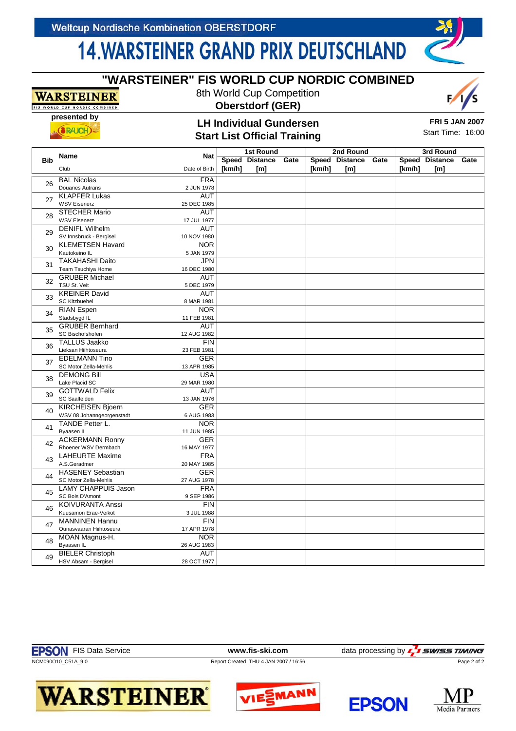Weltcup Nordische Kombination OBERSTDORF

# 14.WARSTEINER GRAND PRIX DEUTSCHLAND

## "WARSTEINER" FIS WORLD CUP NORDIC COMBINED

8th World Cup Competition
**Oberstdorf (GER)**

**presented by**

### LH Individual Gundersen
### Start List Official Training

**FRI 5 JAN 2007**
Start Time: 16:00

| Bib | Name / Club | Nat / Date of Birth | 1st Round Speed [km/h] | 1st Round Distance [m] | 1st Round Gate | 2nd Round Speed [km/h] | 2nd Round Distance [m] | 2nd Round Gate | 3rd Round Speed [km/h] | 3rd Round Distance [m] | 3rd Round Gate |
|---|---|---|---|---|---|---|---|---|---|---|---|
| 26 | BAL Nicolas<br>Douanes Autrans | FRA<br>2 JUN 1978 | | | | | | | | | |
| 27 | KLAPFER Lukas<br>WSV Eisenerz | AUT<br>25 DEC 1985 | | | | | | | | | |
| 28 | STECHER Mario<br>WSV Eisenerz | AUT<br>17 JUL 1977 | | | | | | | | | |
| 29 | DENIFL Wilhelm<br>SV Innsbruck - Bergisel | AUT<br>10 NOV 1980 | | | | | | | | | |
| 30 | KLEMETSEN Havard<br>Kautokeino IL | NOR<br>5 JAN 1979 | | | | | | | | | |
| 31 | TAKAHASHI Daito<br>Team Tsuchiya Home | JPN<br>16 DEC 1980 | | | | | | | | | |
| 32 | GRUBER Michael<br>TSU St. Veit | AUT<br>5 DEC 1979 | | | | | | | | | |
| 33 | KREINER David<br>SC Kitzbuehel | AUT<br>8 MAR 1981 | | | | | | | | | |
| 34 | RIAN Espen<br>Stadsbygd IL | NOR<br>11 FEB 1981 | | | | | | | | | |
| 35 | GRUBER Bernhard<br>SC Bischofshofen | AUT<br>12 AUG 1982 | | | | | | | | | |
| 36 | TALLUS Jaakko<br>Lieksan Hiihtoseura | FIN<br>23 FEB 1981 | | | | | | | | | |
| 37 | EDELMANN Tino<br>SC Motor Zella-Mehlis | GER<br>13 APR 1985 | | | | | | | | | |
| 38 | DEMONG Bill<br>Lake Placid SC | USA<br>29 MAR 1980 | | | | | | | | | |
| 39 | GOTTWALD Felix<br>SC Saalfelden | AUT<br>13 JAN 1976 | | | | | | | | | |
| 40 | KIRCHEISEN Bjoern<br>WSV 08 Johanngeorgenstadt | GER<br>6 AUG 1983 | | | | | | | | | |
| 41 | TANDE Petter L.<br>Byaasen IL | NOR<br>11 JUN 1985 | | | | | | | | | |
| 42 | ACKERMANN Ronny<br>Rhoener WSV Dermbach | GER<br>16 MAY 1977 | | | | | | | | | |
| 43 | LAHEURTE Maxime<br>A.S.Geradmer | FRA<br>20 MAY 1985 | | | | | | | | | |
| 44 | HASENEY Sebastian<br>SC Motor Zella-Mehlis | GER<br>27 AUG 1978 | | | | | | | | | |
| 45 | LAMY CHAPPUIS Jason<br>SC Bois D'Amont | FRA<br>9 SEP 1986 | | | | | | | | | |
| 46 | KOIVURANTA Anssi<br>Kuusamon Erae-Veikot | FIN<br>3 JUL 1988 | | | | | | | | | |
| 47 | MANNINEN Hannu<br>Ounasvaaran Hiihtoseura | FIN<br>17 APR 1978 | | | | | | | | | |
| 48 | MOAN Magnus-H.<br>Byaasen IL | NOR<br>26 AUG 1983 | | | | | | | | | |
| 49 | BIELER Christoph<br>HSV Absam - Bergisel | AUT<br>28 OCT 1977 | | | | | | | | | |

EPSON FIS Data Service www.fis-ski.com data processing by SWISS TIMING

NCM090O10_C51A_9.0 Report Created THU 4 JAN 2007 / 16:56